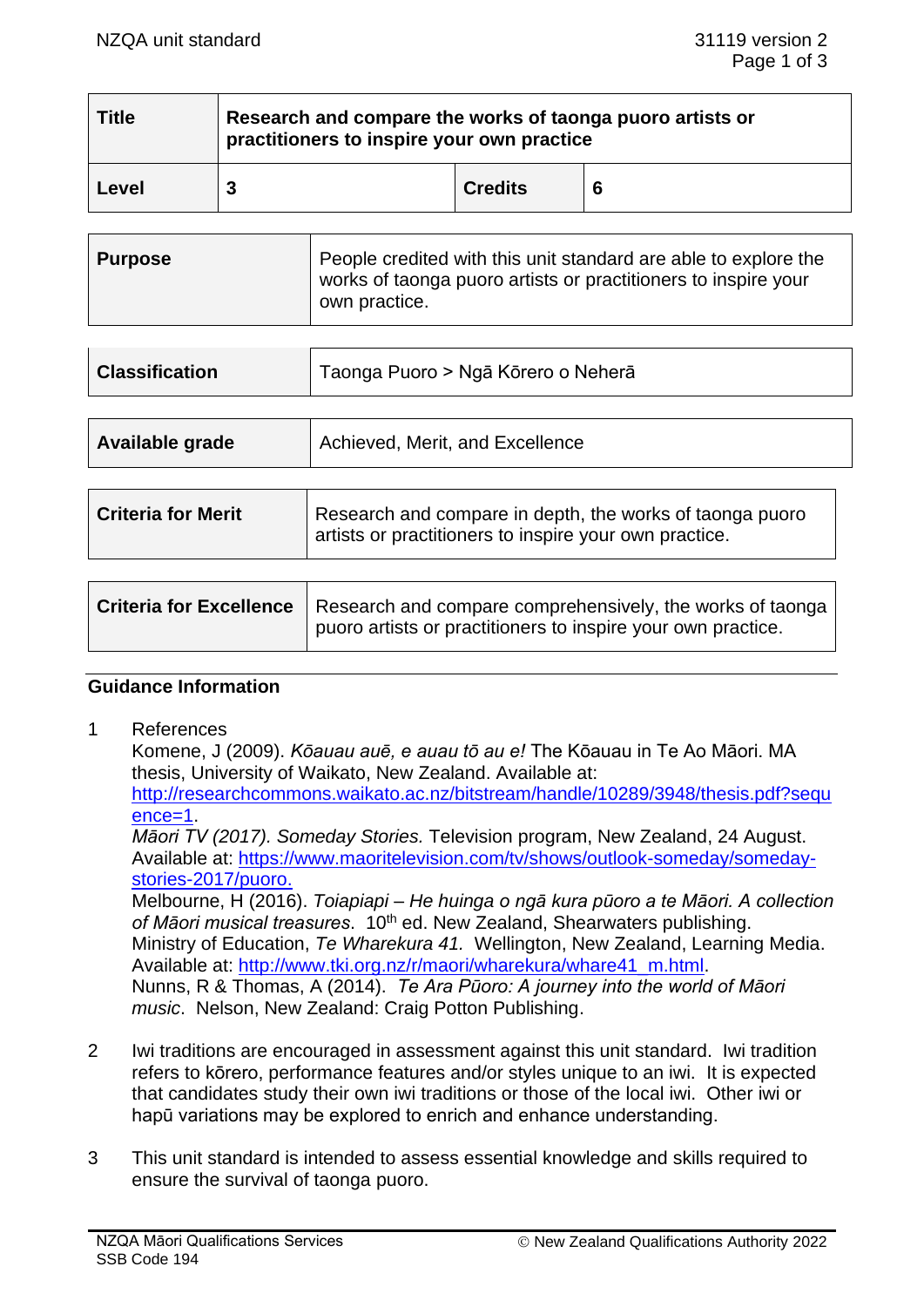| **Title** | **Research and compare the works of taonga puoro artists or practitioners to inspire your own practice** | | |
|---|---|---|---|
| **Level** | **3** | **Credits** | **6** |

| **Purpose** | People credited with this unit standard are able to explore the works of taonga puoro artists or practitioners to inspire your own practice. |
|---|---|

| **Classification** | Taonga Puoro > Ngā Kōrero o Neherā |
|---|---|

| **Available grade** | Achieved, Merit, and Excellence |
|---|---|

| **Criteria for Merit** | Research and compare in depth, the works of taonga puoro artists or practitioners to inspire your own practice. |
|---|---|

| **Criteria for Excellence** | Research and compare comprehensively, the works of taonga puoro artists or practitioners to inspire your own practice. |
|---|---|

## Guidance Information

1 References

Komene, J (2009). *Kōauau auē, e auau tō au e!* The Kōauau in Te Ao Māori. MA thesis, University of Waikato, New Zealand. Available at: http://researchcommons.waikato.ac.nz/bitstream/handle/10289/3948/thesis.pdf?sequence=1.

*Māori TV (2017). Someday Stories.* Television program, New Zealand, 24 August. Available at: https://www.maoritelevision.com/tv/shows/outlook-someday/someday-stories-2017/puoro.

Melbourne, H (2016). *Toiapiapi – He huinga o ngā kura pūoro a te Māori. A collection of Māori musical treasures.* 10th ed. New Zealand, Shearwaters publishing.

Ministry of Education, *Te Wharekura 41.* Wellington, New Zealand, Learning Media. Available at: http://www.tki.org.nz/r/maori/wharekura/whare41_m.html.

Nunns, R & Thomas, A (2014). *Te Ara Pūoro: A journey into the world of Māori music*. Nelson, New Zealand: Craig Potton Publishing.

2 Iwi traditions are encouraged in assessment against this unit standard. Iwi tradition refers to kōrero, performance features and/or styles unique to an iwi. It is expected that candidates study their own iwi traditions or those of the local iwi. Other iwi or hapū variations may be explored to enrich and enhance understanding.

3 This unit standard is intended to assess essential knowledge and skills required to ensure the survival of taonga puoro.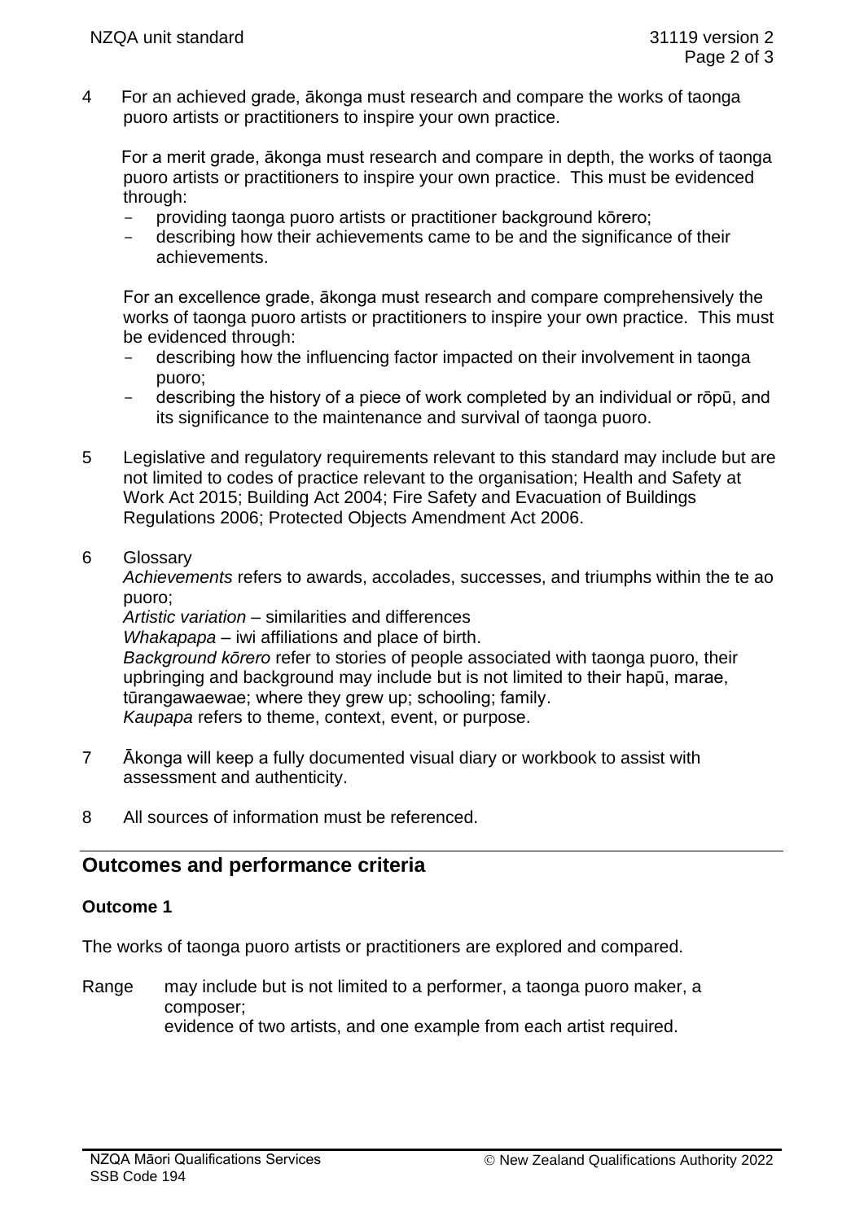4 For an achieved grade, ākonga must research and compare the works of taonga puoro artists or practitioners to inspire your own practice.

   For a merit grade, ākonga must research and compare in depth, the works of taonga puoro artists or practitioners to inspire your own practice. This must be evidenced through:
   - providing taonga puoro artists or practitioner background kōrero;
   - describing how their achievements came to be and the significance of their achievements.

   For an excellence grade, ākonga must research and compare comprehensively the works of taonga puoro artists or practitioners to inspire your own practice. This must be evidenced through:
   - describing how the influencing factor impacted on their involvement in taonga puoro;
   - describing the history of a piece of work completed by an individual or rōpū, and its significance to the maintenance and survival of taonga puoro.

5 Legislative and regulatory requirements relevant to this standard may include but are not limited to codes of practice relevant to the organisation; Health and Safety at Work Act 2015; Building Act 2004; Fire Safety and Evacuation of Buildings Regulations 2006; Protected Objects Amendment Act 2006.

6 Glossary
   *Achievements* refers to awards, accolades, successes, and triumphs within the te ao puoro;
   *Artistic variation* – similarities and differences
   *Whakapapa* – iwi affiliations and place of birth.
   *Background kōrero* refer to stories of people associated with taonga puoro, their upbringing and background may include but is not limited to their hapū, marae, tūrangawaewae; where they grew up; schooling; family.
   *Kaupapa* refers to theme, context, event, or purpose.

7 Ākonga will keep a fully documented visual diary or workbook to assist with assessment and authenticity.

8 All sources of information must be referenced.

## Outcomes and performance criteria

### Outcome 1

The works of taonga puoro artists or practitioners are explored and compared.

Range may include but is not limited to a performer, a taonga puoro maker, a composer;
evidence of two artists, and one example from each artist required.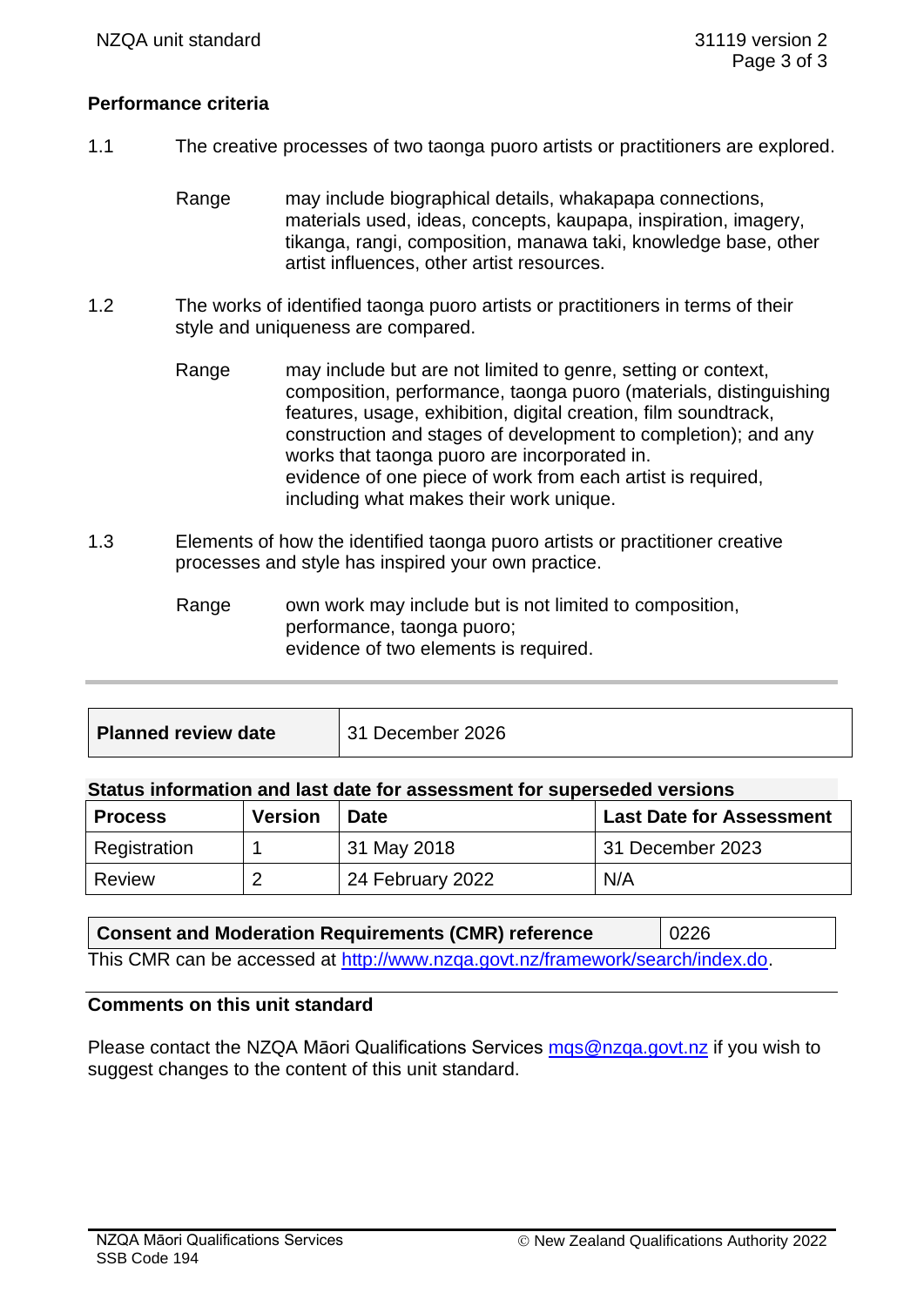## Performance criteria

1.1 The creative processes of two taonga puoro artists or practitioners are explored.

Range may include biographical details, whakapapa connections, materials used, ideas, concepts, kaupapa, inspiration, imagery, tikanga, rangi, composition, manawa taki, knowledge base, other artist influences, other artist resources.

1.2 The works of identified taonga puoro artists or practitioners in terms of their style and uniqueness are compared.

Range may include but are not limited to genre, setting or context, composition, performance, taonga puoro (materials, distinguishing features, usage, exhibition, digital creation, film soundtrack, construction and stages of development to completion); and any works that taonga puoro are incorporated in.
evidence of one piece of work from each artist is required, including what makes their work unique.

1.3 Elements of how the identified taonga puoro artists or practitioner creative processes and style has inspired your own practice.

Range own work may include but is not limited to composition, performance, taonga puoro;
evidence of two elements is required.

| | |
|---|---|
| **Planned review date** | 31 December 2026 |

**Status information and last date for assessment for superseded versions**

| Process | Version | Date | Last Date for Assessment |
|---|---|---|---|
| Registration | 1 | 31 May 2018 | 31 December 2023 |
| Review | 2 | 24 February 2022 | N/A |

| | |
|---|---|
| **Consent and Moderation Requirements (CMR) reference** | 0226 |

This CMR can be accessed at http://www.nzqa.govt.nz/framework/search/index.do.

**Comments on this unit standard**

Please contact the NZQA Māori Qualifications Services mqs@nzqa.govt.nz if you wish to suggest changes to the content of this unit standard.